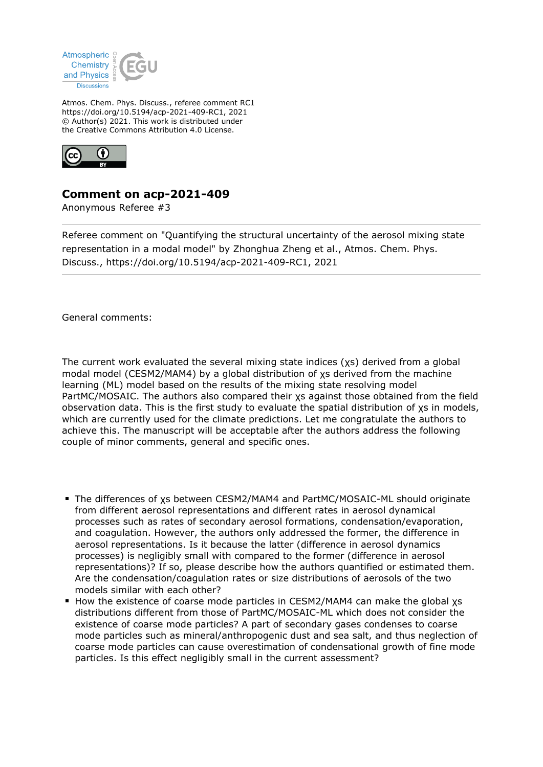Atmos. Chem. Phys. Discuss., referee comment RC1
https://doi.org/10.5194/acp-2021-409-RC1, 2021
© Author(s) 2021. This work is distributed under
the Creative Commons Attribution 4.0 License.

# Comment on acp-2021-409

Anonymous Referee #3

---

Referee comment on "Quantifying the structural uncertainty of the aerosol mixing state representation in a modal model" by Zhonghua Zheng et al., Atmos. Chem. Phys. Discuss., https://doi.org/10.5194/acp-2021-409-RC1, 2021

---

General comments:

The current work evaluated the several mixing state indices ($\chi$s) derived from a global modal model (CESM2/MAM4) by a global distribution of $\chi$s derived from the machine learning (ML) model based on the results of the mixing state resolving model PartMC/MOSAIC. The authors also compared their $\chi$s against those obtained from the field observation data. This is the first study to evaluate the spatial distribution of $\chi$s in models, which are currently used for the climate predictions. Let me congratulate the authors to achieve this. The manuscript will be acceptable after the authors address the following couple of minor comments, general and specific ones.

- The differences of $\chi$s between CESM2/MAM4 and PartMC/MOSAIC-ML should originate from different aerosol representations and different rates in aerosol dynamical processes such as rates of secondary aerosol formations, condensation/evaporation, and coagulation. However, the authors only addressed the former, the difference in aerosol representations. Is it because the latter (difference in aerosol dynamics processes) is negligibly small with compared to the former (difference in aerosol representations)? If so, please describe how the authors quantified or estimated them. Are the condensation/coagulation rates or size distributions of aerosols of the two models similar with each other?
- How the existence of coarse mode particles in CESM2/MAM4 can make the global $\chi$s distributions different from those of PartMC/MOSAIC-ML which does not consider the existence of coarse mode particles? A part of secondary gases condenses to coarse mode particles such as mineral/anthropogenic dust and sea salt, and thus neglection of coarse mode particles can cause overestimation of condensational growth of fine mode particles. Is this effect negligibly small in the current assessment?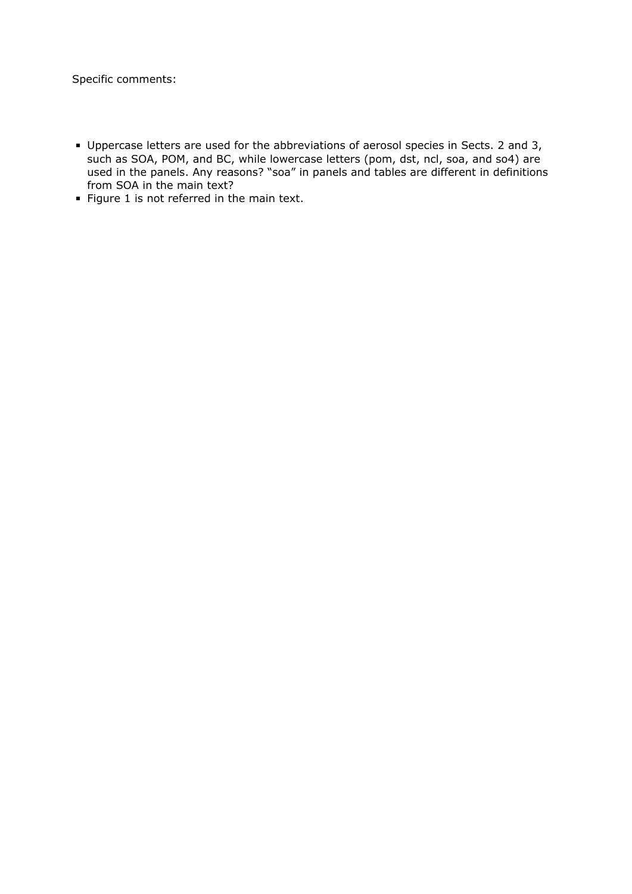Specific comments:

- Uppercase letters are used for the abbreviations of aerosol species in Sects. 2 and 3, such as SOA, POM, and BC, while lowercase letters (pom, dst, ncl, soa, and so4) are used in the panels. Any reasons? "soa" in panels and tables are different in definitions from SOA in the main text?
- Figure 1 is not referred in the main text.